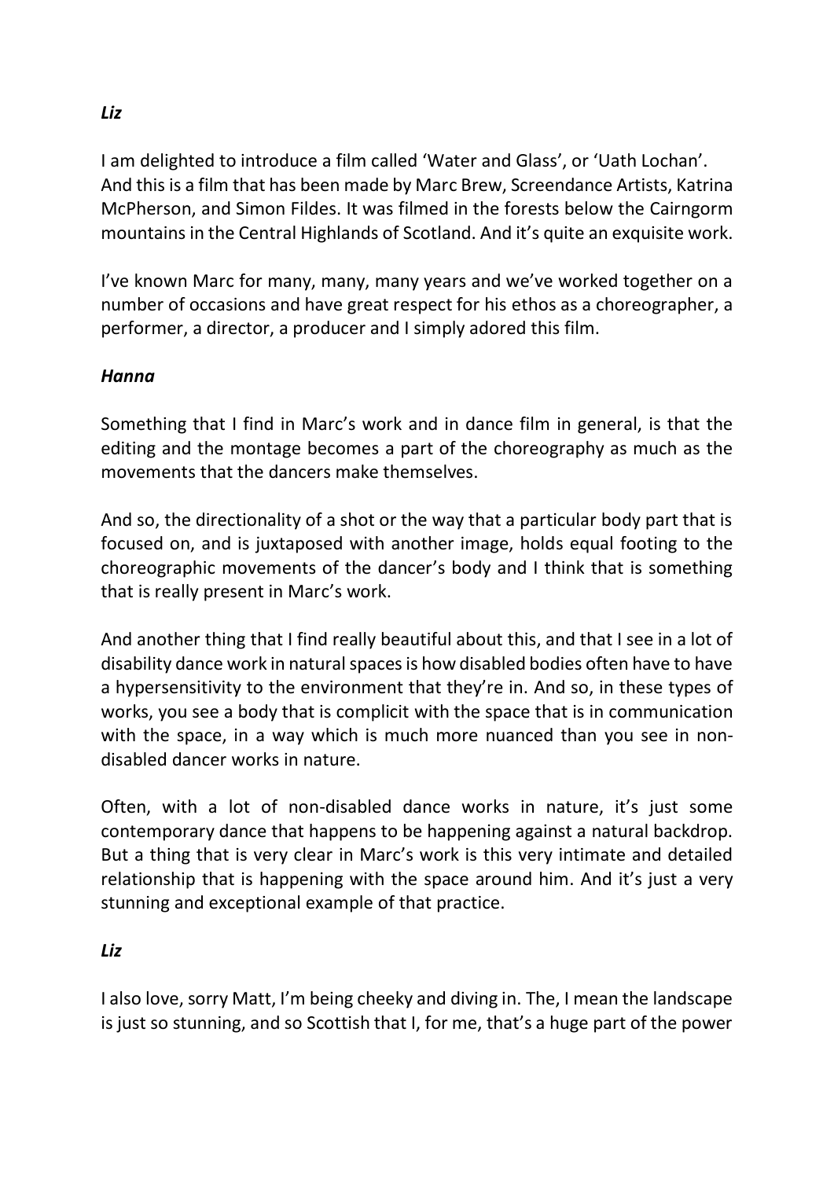***Liz***

I am delighted to introduce a film called 'Water and Glass', or 'Uath Lochan'. And this is a film that has been made by Marc Brew, Screendance Artists, Katrina McPherson, and Simon Fildes. It was filmed in the forests below the Cairngorm mountains in the Central Highlands of Scotland. And it's quite an exquisite work.

I've known Marc for many, many, many years and we've worked together on a number of occasions and have great respect for his ethos as a choreographer, a performer, a director, a producer and I simply adored this film.

***Hanna***

Something that I find in Marc's work and in dance film in general, is that the editing and the montage becomes a part of the choreography as much as the movements that the dancers make themselves.

And so, the directionality of a shot or the way that a particular body part that is focused on, and is juxtaposed with another image, holds equal footing to the choreographic movements of the dancer's body and I think that is something that is really present in Marc's work.

And another thing that I find really beautiful about this, and that I see in a lot of disability dance work in natural spaces is how disabled bodies often have to have a hypersensitivity to the environment that they're in. And so, in these types of works, you see a body that is complicit with the space that is in communication with the space, in a way which is much more nuanced than you see in non-disabled dancer works in nature.

Often, with a lot of non-disabled dance works in nature, it's just some contemporary dance that happens to be happening against a natural backdrop. But a thing that is very clear in Marc's work is this very intimate and detailed relationship that is happening with the space around him. And it's just a very stunning and exceptional example of that practice.

***Liz***

I also love, sorry Matt, I'm being cheeky and diving in. The, I mean the landscape is just so stunning, and so Scottish that I, for me, that's a huge part of the power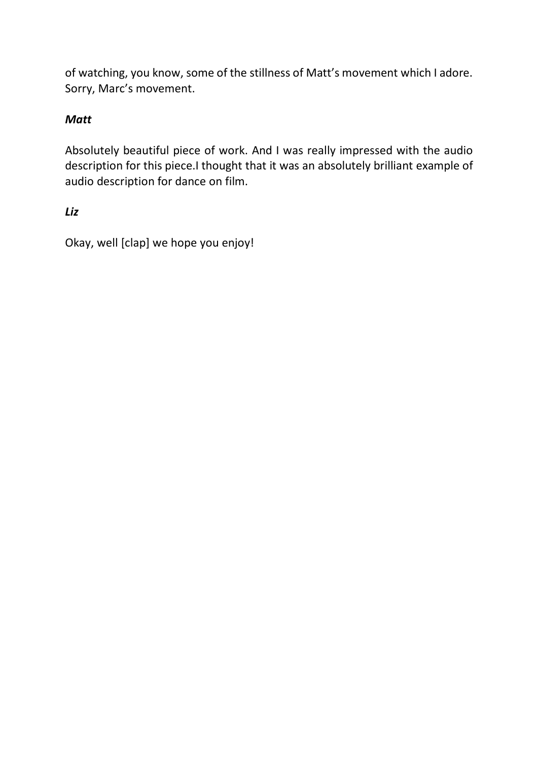of watching, you know, some of the stillness of Matt's movement which I adore. Sorry, Marc's movement.

***Matt***

Absolutely beautiful piece of work. And I was really impressed with the audio description for this piece.I thought that it was an absolutely brilliant example of audio description for dance on film.

***Liz***

Okay, well [clap] we hope you enjoy!